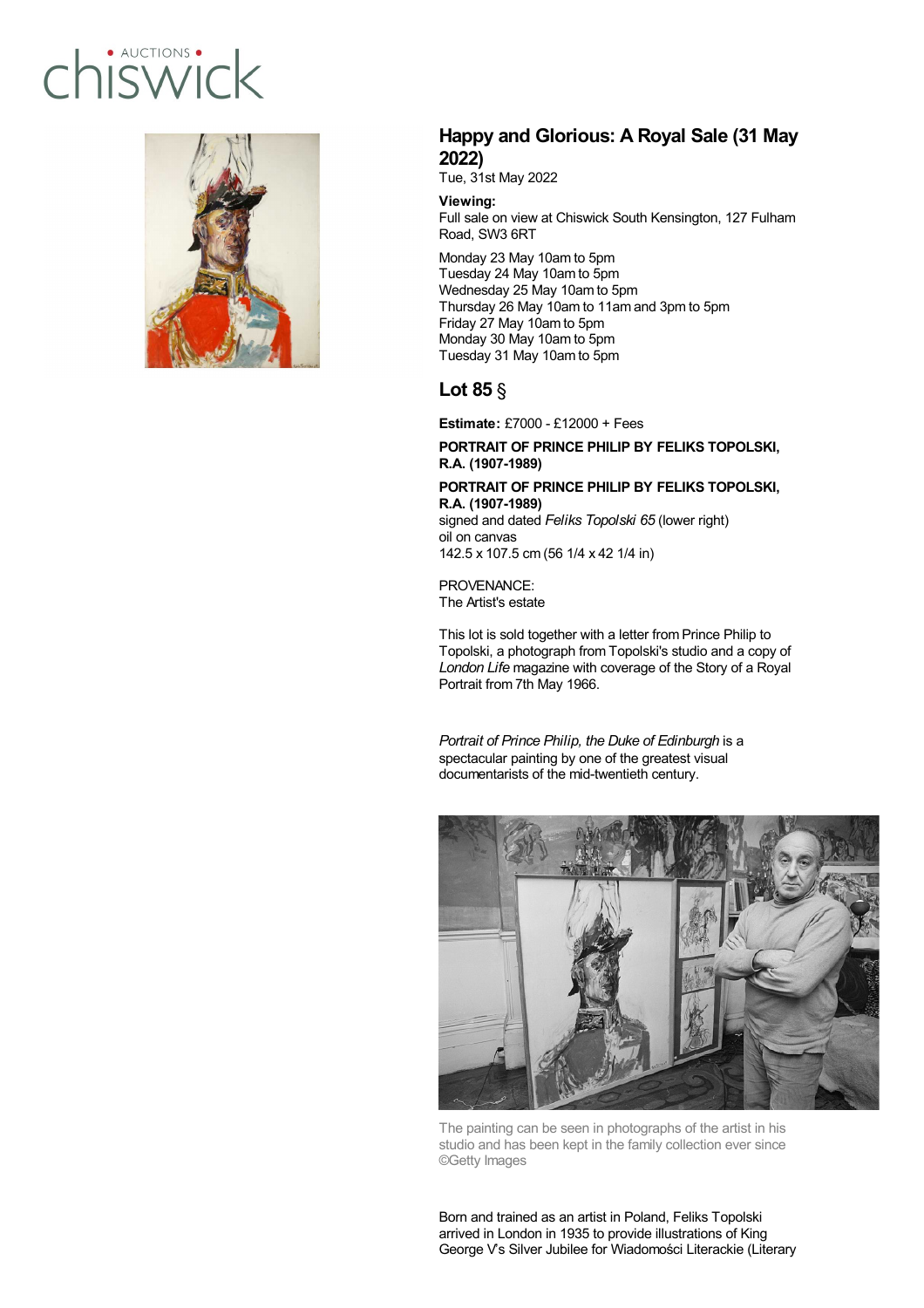# Happy and Glorious: A Royal Sale (31 May 2022)

Tue, 31st May 2022

**Viewing:**
Full sale on view at Chiswick South Kensington, 127 Fulham Road, SW3 6RT

Monday 23 May 10am to 5pm
Tuesday 24 May 10am to 5pm
Wednesday 25 May 10am to 5pm
Thursday 26 May 10am to 11am and 3pm to 5pm
Friday 27 May 10am to 5pm
Monday 30 May 10am to 5pm
Tuesday 31 May 10am to 5pm

## Lot 85 §

**Estimate:** £7000 - £12000 + Fees

**PORTRAIT OF PRINCE PHILIP BY FELIKS TOPOLSKI, R.A. (1907-1989)**

**PORTRAIT OF PRINCE PHILIP BY FELIKS TOPOLSKI, R.A. (1907-1989)**
signed and dated *Feliks Topolski 65* (lower right)
oil on canvas
142.5 x 107.5 cm (56 1/4 x 42 1/4 in)

PROVENANCE:
The Artist's estate

This lot is sold together with a letter from Prince Philip to Topolski, a photograph from Topolski's studio and a copy of *London Life* magazine with coverage of the Story of a Royal Portrait from 7th May 1966.

*Portrait of Prince Philip, the Duke of Edinburgh* is a spectacular painting by one of the greatest visual documentarists of the mid-twentieth century.

The painting can be seen in photographs of the artist in his studio and has been kept in the family collection ever since ©Getty Images

Born and trained as an artist in Poland, Feliks Topolski arrived in London in 1935 to provide illustrations of King George V's Silver Jubilee for Wiadomości Literackie (Literary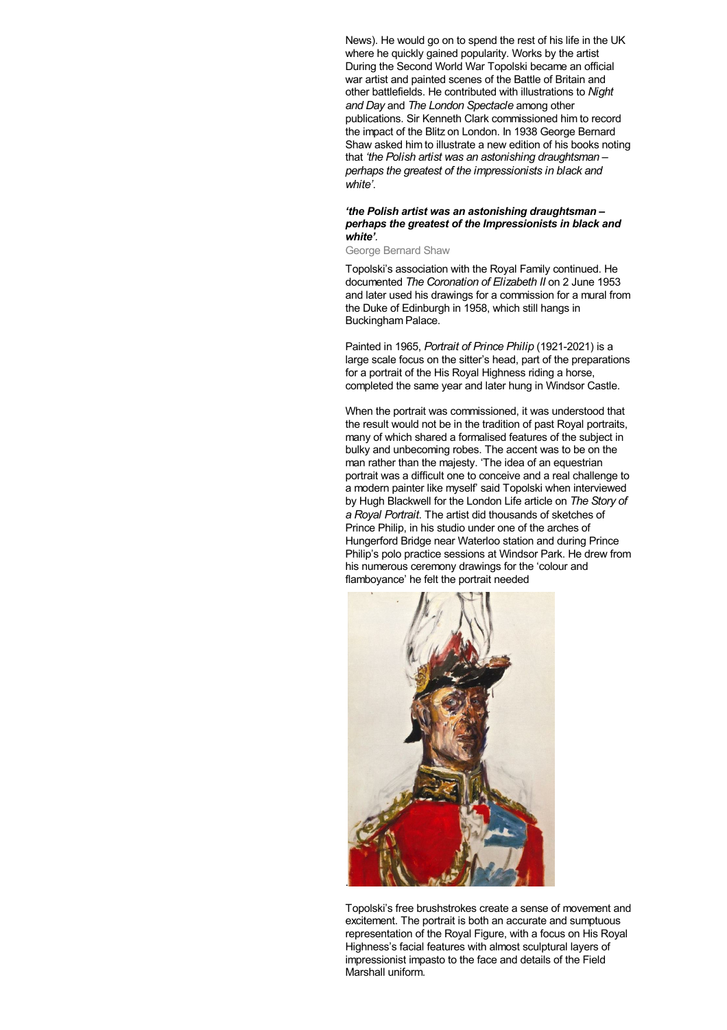News). He would go on to spend the rest of his life in the UK where he quickly gained popularity. Works by the artist During the Second World War Topolski became an official war artist and painted scenes of the Battle of Britain and other battlefields. He contributed with illustrations to *Night and Day* and *The London Spectacle* among other publications. Sir Kenneth Clark commissioned him to record the impact of the Blitz on London. In 1938 George Bernard Shaw asked him to illustrate a new edition of his books noting that *'the Polish artist was an astonishing draughtsman – perhaps the greatest of the impressionists in black and white'*.

***'the Polish artist was an astonishing draughtsman – perhaps the greatest of the Impressionists in black and white'.***

George Bernard Shaw

Topolski's association with the Royal Family continued. He documented *The Coronation of Elizabeth II* on 2 June 1953 and later used his drawings for a commission for a mural from the Duke of Edinburgh in 1958, which still hangs in Buckingham Palace.

Painted in 1965, *Portrait of Prince Philip* (1921-2021) is a large scale focus on the sitter's head, part of the preparations for a portrait of the His Royal Highness riding a horse, completed the same year and later hung in Windsor Castle.

When the portrait was commissioned, it was understood that the result would not be in the tradition of past Royal portraits, many of which shared a formalised features of the subject in bulky and unbecoming robes. The accent was to be on the man rather than the majesty. 'The idea of an equestrian portrait was a difficult one to conceive and a real challenge to a modern painter like myself' said Topolski when interviewed by Hugh Blackwell for the London Life article on *The Story of a Royal Portrait*. The artist did thousands of sketches of Prince Philip, in his studio under one of the arches of Hungerford Bridge near Waterloo station and during Prince Philip's polo practice sessions at Windsor Park. He drew from his numerous ceremony drawings for the 'colour and flamboyance' he felt the portrait needed

Topolski's free brushstrokes create a sense of movement and excitement. The portrait is both an accurate and sumptuous representation of the Royal Figure, with a focus on His Royal Highness's facial features with almost sculptural layers of impressionist impasto to the face and details of the Field Marshall uniform.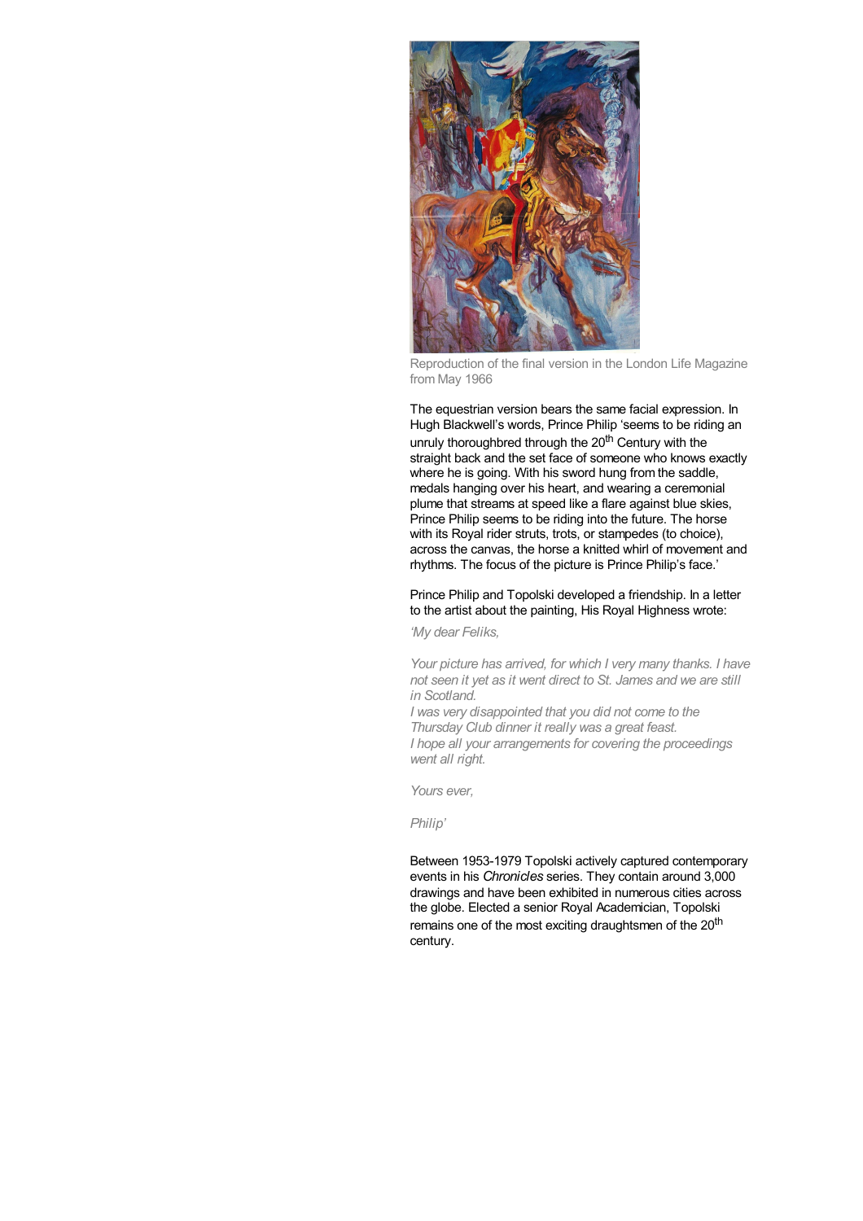Reproduction of the final version in the London Life Magazine from May 1966

The equestrian version bears the same facial expression. In Hugh Blackwell's words, Prince Philip 'seems to be riding an unruly thoroughbred through the 20th Century with the straight back and the set face of someone who knows exactly where he is going. With his sword hung from the saddle, medals hanging over his heart, and wearing a ceremonial plume that streams at speed like a flare against blue skies, Prince Philip seems to be riding into the future. The horse with its Royal rider struts, trots, or stampedes (to choice), across the canvas, the horse a knitted whirl of movement and rhythms. The focus of the picture is Prince Philip's face.'

Prince Philip and Topolski developed a friendship. In a letter to the artist about the painting, His Royal Highness wrote:

*'My dear Feliks,*

*Your picture has arrived, for which I very many thanks. I have not seen it yet as it went direct to St. James and we are still in Scotland.*
*I was very disappointed that you did not come to the Thursday Club dinner it really was a great feast.*
*I hope all your arrangements for covering the proceedings went all right.*

*Yours ever,*

*Philip'*

Between 1953-1979 Topolski actively captured contemporary events in his *Chronicles* series. They contain around 3,000 drawings and have been exhibited in numerous cities across the globe. Elected a senior Royal Academician, Topolski remains one of the most exciting draughtsmen of the 20th century.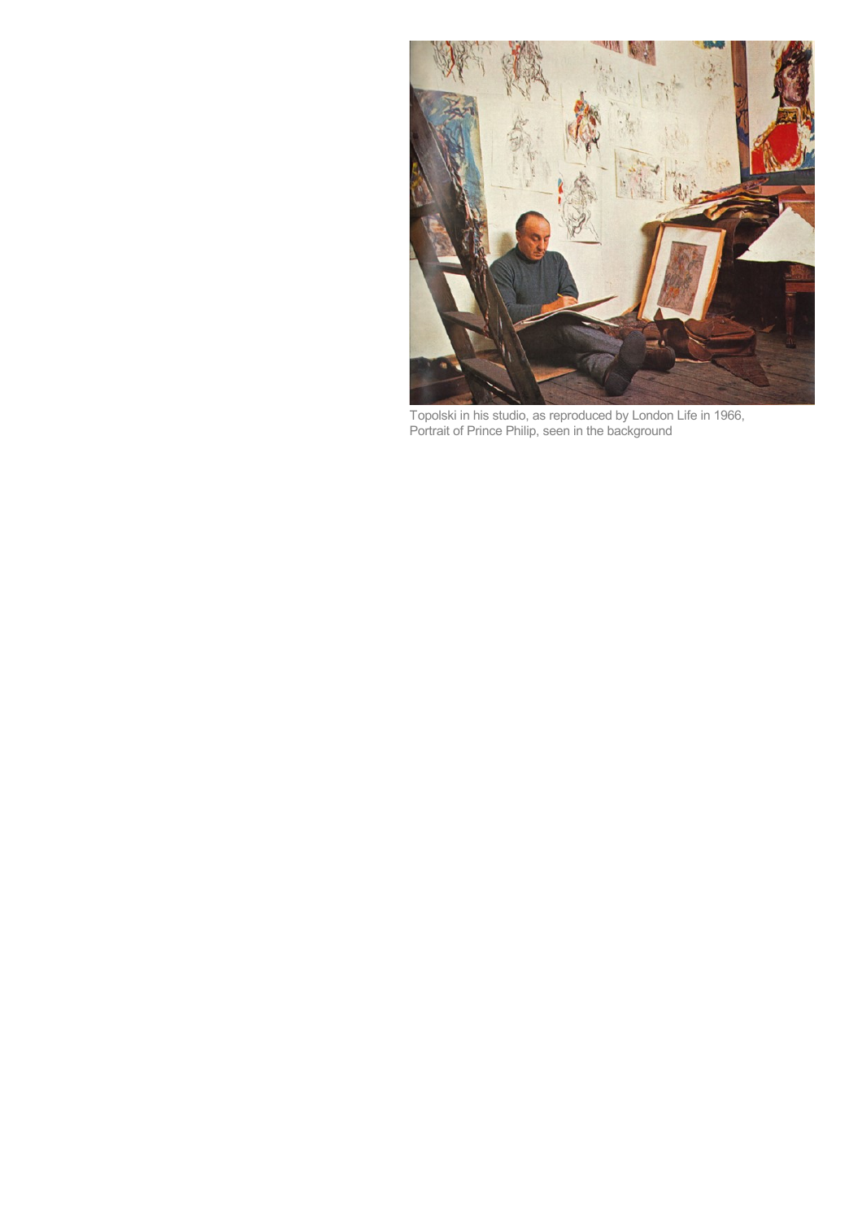Topolski in his studio, as reproduced by London Life in 1966, Portrait of Prince Philip, seen in the background